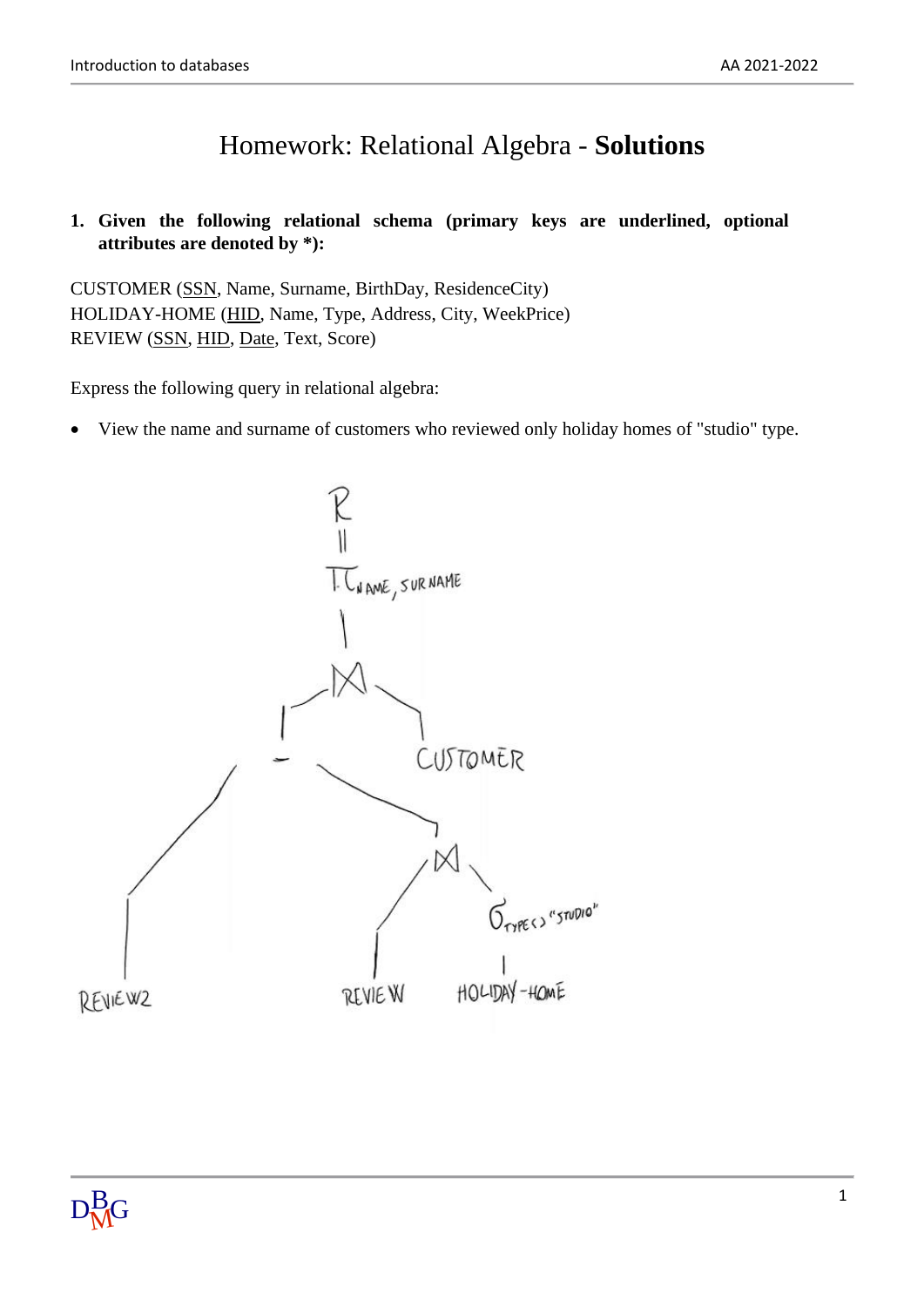# Homework: Relational Algebra - **Solutions**

1. **Given the following relational schema (primary keys are underlined, optional attributes are denoted by \*):**

CUSTOMER (<u>SSN</u>, Name, Surname, BirthDay, ResidenceCity)
HOLIDAY-HOME (<u>HID</u>, Name, Type, Address, City, WeekPrice)
REVIEW (<u>SSN</u>, <u>HID</u>, <u>Date</u>, Text, Score)

Express the following query in relational algebra:

- View the name and surname of customers who reviewed only holiday homes of "studio" type.

$$R = \pi_{NAME, SURNAME}\left( \left( REVIEW2 - \left( REVIEW \bowtie \sigma_{TYPE <> \text{"STUDIO"}} \, HOLIDAY\text{-}HOME \right) \right) \bowtie CUSTOMER \right)$$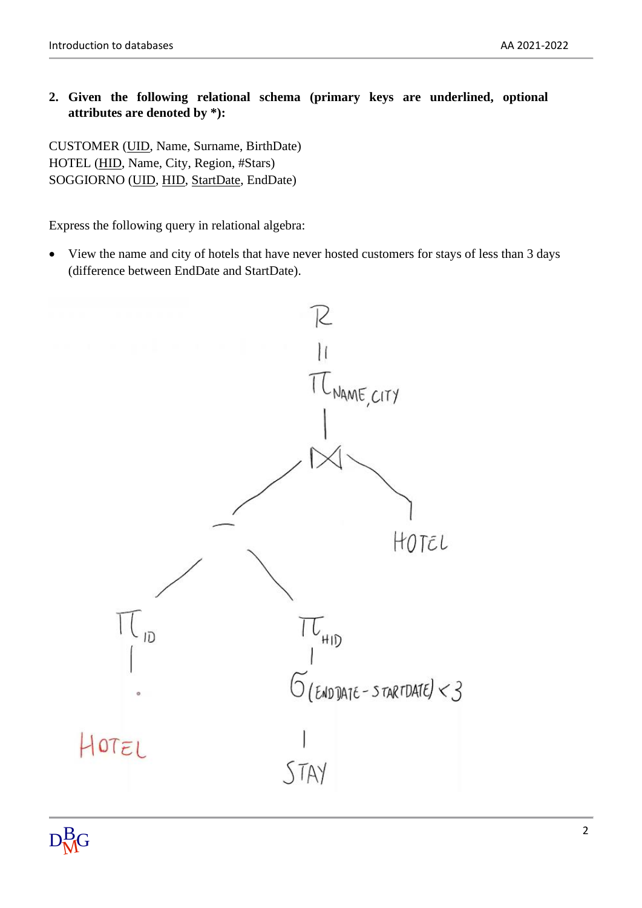2. **Given the following relational schema (primary keys are underlined, optional attributes are denoted by \*):**

CUSTOMER (<u>UID</u>, Name, Surname, BirthDate)
HOTEL (<u>HID</u>, Name, City, Region, #Stars)
SOGGIORNO (<u>UID</u>, <u>HID</u>, <u>StartDate</u>, EndDate)

Express the following query in relational algebra:

- View the name and city of hotels that have never hosted customers for stays of less than 3 days (difference between EndDate and StartDate).

$$R = \pi_{NAME,\,CITY}\left( \left( \pi_{ID}(HOTEL) - \pi_{HID}\left(\sigma_{(ENDDATE - STARTDATE) < 3}(STAY)\right) \right) \bowtie HOTEL \right)$$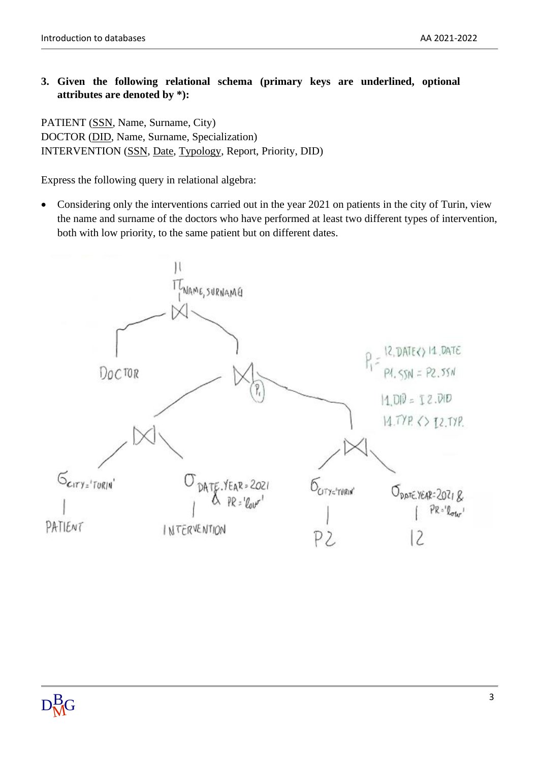3. **Given the following relational schema (primary keys are underlined, optional attributes are denoted by \*):**

PATIENT (<u>SSN</u>, Name, Surname, City)
DOCTOR (<u>DID</u>, Name, Surname, Specialization)
INTERVENTION (<u>SSN</u>, <u>Date</u>, <u>Typology</u>, Report, Priority, DID)

Express the following query in relational algebra:

- Considering only the interventions carried out in the year 2021 on patients in the city of Turin, view the name and surname of the doctors who have performed at least two different types of intervention, both with low priority, to the same patient but on different dates.

```
π NAME, SURNAME
 |
 ⋈
 ├── DOCTOR
 └── ⋈ (P1)
     ├── ⋈
     │   ├── σ CITY='TURIN'
     │   │     |
     │   │   PATIENT
     │   └── σ DATE.YEAR=2021 & PR='low'
     │         |
     │       INTERVENTION
     └── ⋈
         ├── σ CITY='TURIN'
         │     |
         │    P2
         └── σ DATE.YEAR=2021 & PR='low'
               |
              I2
```

$P_1$ = I2.DATE <> I1.DATE
P1.SSN = P2.SSN
I1.DID = I2.DID
I1.TYP <> I2.TYP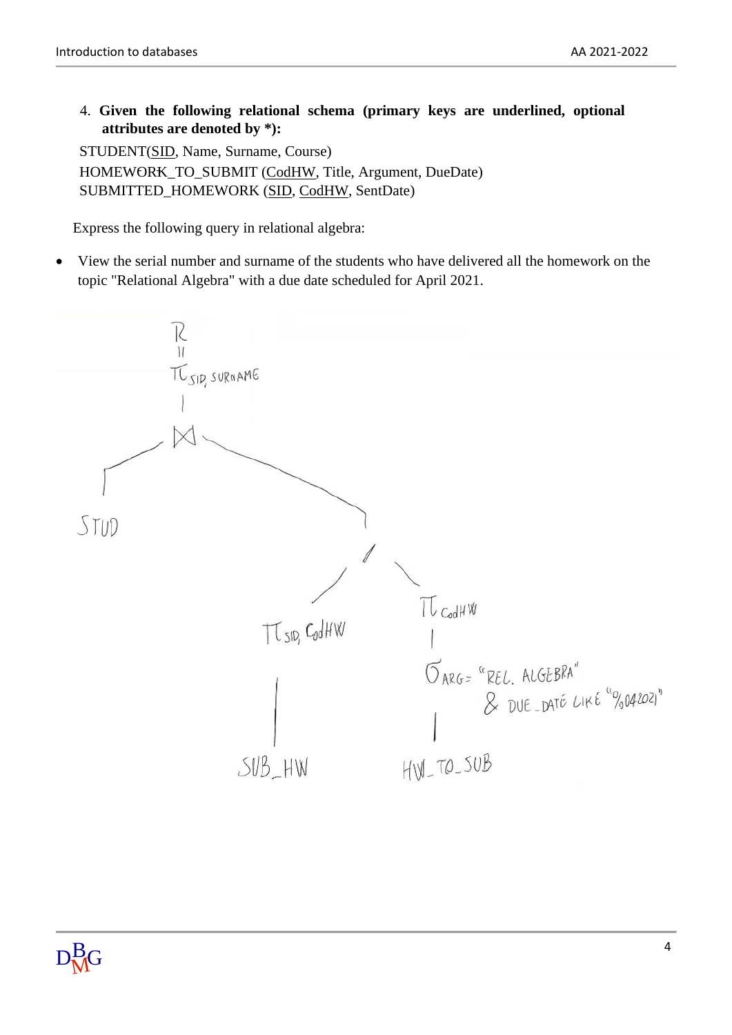4. **Given the following relational schema (primary keys are underlined, optional attributes are denoted by *):**

STUDENT(<u>SID</u>, Name, Surname, Course)
HOMEWORK_TO_SUBMIT (<u>CodHW</u>, Title, Argument, DueDate)
SUBMITTED_HOMEWORK (<u>SID</u>, <u>CodHW</u>, SentDate)

Express the following query in relational algebra:

- View the serial number and surname of the students who have delivered all the homework on the topic "Relational Algebra" with a due date scheduled for April 2021.

$$R = \pi_{SID,\ SURNAME}\left(STUD \bowtie \left(\pi_{SID,\ CodHW}(SUB\_HW) \,/\, \pi_{CodHW}\left(\sigma_{ARG = \text{"REL. ALGEBRA"} \ \&\ DUE\_DATE \text{ LIKE } \text{"\%042021"}}(HW\_TO\_SUB)\right)\right)\right)$$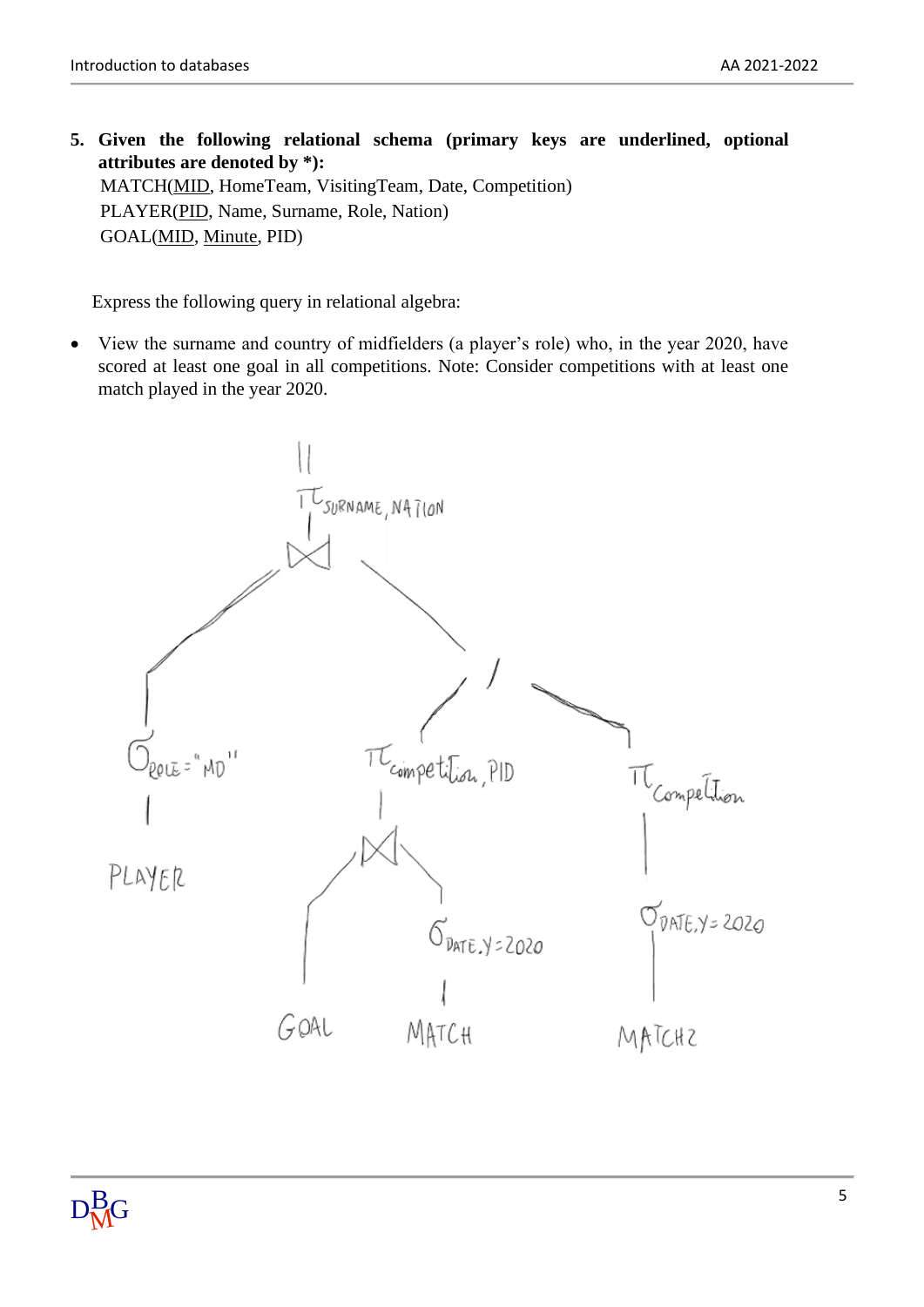5. **Given the following relational schema (primary keys are underlined, optional attributes are denoted by \*):**

   MATCH(<u>MID</u>, HomeTeam, VisitingTeam, Date, Competition)
   PLAYER(<u>PID</u>, Name, Surname, Role, Nation)
   GOAL(<u>MID</u>, <u>Minute</u>, PID)

   Express the following query in relational algebra:

- View the surname and country of midfielders (a player's role) who, in the year 2020, have scored at least one goal in all competitions. Note: Consider competitions with at least one match played in the year 2020.

||

$\pi_{SURNAME, NATION}$

⋈

$\sigma_{ROLE = "MD"}$

PLAYER

/

$\pi_{competition, PID}$

⋈

GOAL

$\sigma_{DATE.Y = 2020}$

MATCH

$\pi_{Competition}$

$\sigma_{DATE.Y = 2020}$

MATCH2